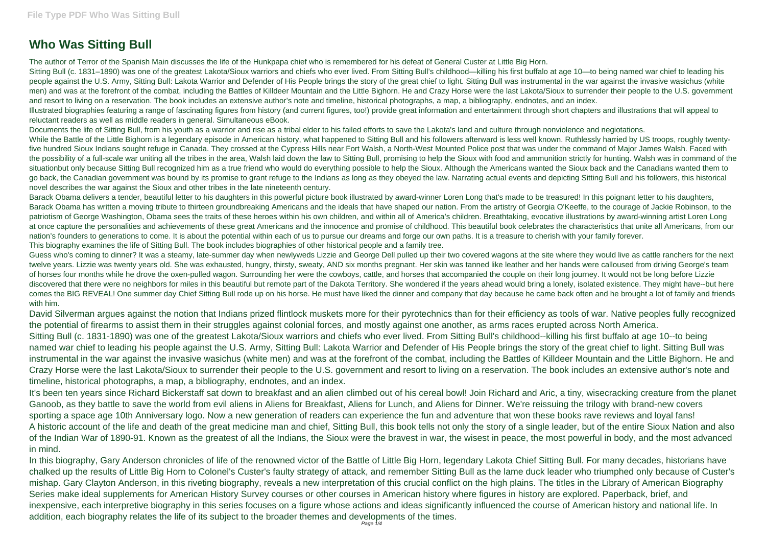# Who Was Sitting Bull

The author of Terror of the Spanish Main discusses the life of the Hunkpapa chief who is remembered for his defeat of General Custer at Little Big Horn.

Sitting Bull (c. 1831–1890) was one of the greatest Lakota/Sioux warriors and chiefs who ever lived. From Sitting Bull's childhood—killing his first buffalo at age 10—to being named war chief to leading his people against the U.S. Army, Sitting Bull: Lakota Warrior and Defender of His People brings the story of the great chief to light. Sitting Bull was instrumental in the war against the invasive wasichus (white men) and was at the forefront of the combat, including the Battles of Killdeer Mountain and the Little Bighorn. He and Crazy Horse were the last Lakota/Sioux to surrender their people to the U.S. government and resort to living on a reservation. The book includes an extensive author's note and timeline, historical photographs, a map, a bibliography, endnotes, and an index.

Illustrated biographies featuring a range of fascinating figures from history (and current figures, too!) provide great information and entertainment through short chapters and illustrations that will appeal to reluctant readers as well as middle readers in general. Simultaneous eBook.

Documents the life of Sitting Bull, from his youth as a warrior and rise as a tribal elder to his failed efforts to save the Lakota's land and culture through nonviolence and negiotations.

While the Battle of the Little Bighorn is a legendary episode in American history, what happened to Sitting Bull and his followers afterward is less well known. Ruthlessly harried by US troops, roughly twenty-five hundred Sioux Indians sought refuge in Canada. They crossed at the Cypress Hills near Fort Walsh, a North-West Mounted Police post that was under the command of Major James Walsh. Faced with the possibility of a full-scale war uniting all the tribes in the area, Walsh laid down the law to Sitting Bull, promising to help the Sioux with food and ammunition strictly for hunting. Walsh was in command of the situationbut only because Sitting Bull recognized him as a true friend who would do everything possible to help the Sioux. Although the Americans wanted the Sioux back and the Canadians wanted them to go back, the Canadian government was bound by its promise to grant refuge to the Indians as long as they obeyed the law. Narrating actual events and depicting Sitting Bull and his followers, this historical novel describes the war against the Sioux and other tribes in the late nineteenth century.

Barack Obama delivers a tender, beautiful letter to his daughters in this powerful picture book illustrated by award-winner Loren Long that's made to be treasured! In this poignant letter to his daughters, Barack Obama has written a moving tribute to thirteen groundbreaking Americans and the ideals that have shaped our nation. From the artistry of Georgia O'Keeffe, to the courage of Jackie Robinson, to the patriotism of George Washington, Obama sees the traits of these heroes within his own children, and within all of America's children. Breathtaking, evocative illustrations by award-winning artist Loren Long at once capture the personalities and achievements of these great Americans and the innocence and promise of childhood. This beautiful book celebrates the characteristics that unite all Americans, from our nation's founders to generations to come. It is about the potential within each of us to pursue our dreams and forge our own paths. It is a treasure to cherish with your family forever.

This biography examines the life of Sitting Bull. The book includes biographies of other historical people and a family tree.

Guess who's coming to dinner? It was a steamy, late-summer day when newlyweds Lizzie and George Dell pulled up their two covered wagons at the site where they would live as cattle ranchers for the next twelve years. Lizzie was twenty years old. She was exhausted, hungry, thirsty, sweaty, AND six months pregnant. Her skin was tanned like leather and her hands were calloused from driving George's team of horses four months while he drove the oxen-pulled wagon. Surrounding her were the cowboys, cattle, and horses that accompanied the couple on their long journey. It would not be long before Lizzie discovered that there were no neighbors for miles in this beautiful but remote part of the Dakota Territory. She wondered if the years ahead would bring a lonely, isolated existence. They might have--but here comes the BIG REVEAL! One summer day Chief Sitting Bull rode up on his horse. He must have liked the dinner and company that day because he came back often and he brought a lot of family and friends with him.

David Silverman argues against the notion that Indians prized flintlock muskets more for their pyrotechnics than for their efficiency as tools of war. Native peoples fully recognized the potential of firearms to assist them in their struggles against colonial forces, and mostly against one another, as arms races erupted across North America.

Sitting Bull (c. 1831-1890) was one of the greatest Lakota/Sioux warriors and chiefs who ever lived. From Sitting Bull's childhood--killing his first buffalo at age 10--to being named war chief to leading his people against the U.S. Army, Sitting Bull: Lakota Warrior and Defender of His People brings the story of the great chief to light. Sitting Bull was instrumental in the war against the invasive wasichus (white men) and was at the forefront of the combat, including the Battles of Killdeer Mountain and the Little Bighorn. He and Crazy Horse were the last Lakota/Sioux to surrender their people to the U.S. government and resort to living on a reservation. The book includes an extensive author's note and timeline, historical photographs, a map, a bibliography, endnotes, and an index.

It's been ten years since Richard Bickerstaff sat down to breakfast and an alien climbed out of his cereal bowl! Join Richard and Aric, a tiny, wisecracking creature from the planet Ganoob, as they battle to save the world from evil aliens in Aliens for Breakfast, Aliens for Lunch, and Aliens for Dinner. We're reissuing the trilogy with brand-new covers sporting a space age 10th Anniversary logo. Now a new generation of readers can experience the fun and adventure that won these books rave reviews and loyal fans!

A historic account of the life and death of the great medicine man and chief, Sitting Bull, this book tells not only the story of a single leader, but of the entire Sioux Nation and also of the Indian War of 1890-91. Known as the greatest of all the Indians, the Sioux were the bravest in war, the wisest in peace, the most powerful in body, and the most advanced in mind.

In this biography, Gary Anderson chronicles of life of the renowned victor of the Battle of Little Big Horn, legendary Lakota Chief Sitting Bull. For many decades, historians have chalked up the results of Little Big Horn to Colonel's Custer's faulty strategy of attack, and remember Sitting Bull as the lame duck leader who triumphed only because of Custer's mishap. Gary Clayton Anderson, in this riveting biography, reveals a new interpretation of this crucial conflict on the high plains. The titles in the Library of American Biography Series make ideal supplements for American History Survey courses or other courses in American history where figures in history are explored. Paperback, brief, and inexpensive, each interpretive biography in this series focuses on a figure whose actions and ideas significantly influenced the course of American history and national life. In addition, each biography relates the life of its subject to the broader themes and developments of the times.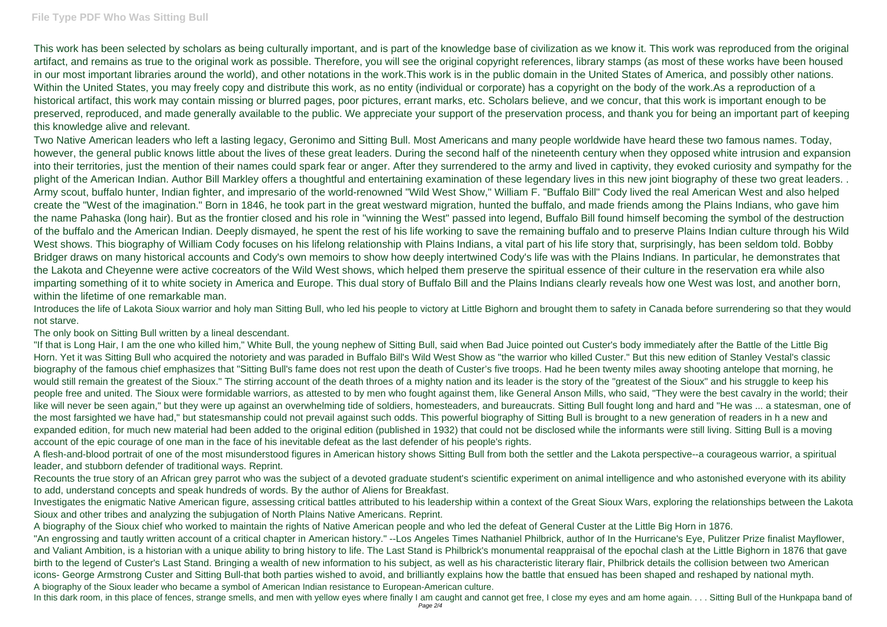This work has been selected by scholars as being culturally important, and is part of the knowledge base of civilization as we know it. This work was reproduced from the original artifact, and remains as true to the original work as possible. Therefore, you will see the original copyright references, library stamps (as most of these works have been housed in our most important libraries around the world), and other notations in the work.This work is in the public domain in the United States of America, and possibly other nations. Within the United States, you may freely copy and distribute this work, as no entity (individual or corporate) has a copyright on the body of the work.As a reproduction of a historical artifact, this work may contain missing or blurred pages, poor pictures, errant marks, etc. Scholars believe, and we concur, that this work is important enough to be preserved, reproduced, and made generally available to the public. We appreciate your support of the preservation process, and thank you for being an important part of keeping this knowledge alive and relevant.

Two Native American leaders who left a lasting legacy, Geronimo and Sitting Bull. Most Americans and many people worldwide have heard these two famous names. Today, however, the general public knows little about the lives of these great leaders. During the second half of the nineteenth century when they opposed white intrusion and expansion into their territories, just the mention of their names could spark fear or anger. After they surrendered to the army and lived in captivity, they evoked curiosity and sympathy for the plight of the American Indian. Author Bill Markley offers a thoughtful and entertaining examination of these legendary lives in this new joint biography of these two great leaders. . Army scout, buffalo hunter, Indian fighter, and impresario of the world-renowned "Wild West Show," William F. "Buffalo Bill" Cody lived the real American West and also helped create the "West of the imagination." Born in 1846, he took part in the great westward migration, hunted the buffalo, and made friends among the Plains Indians, who gave him the name Pahaska (long hair). But as the frontier closed and his role in "winning the West" passed into legend, Buffalo Bill found himself becoming the symbol of the destruction of the buffalo and the American Indian. Deeply dismayed, he spent the rest of his life working to save the remaining buffalo and to preserve Plains Indian culture through his Wild West shows. This biography of William Cody focuses on his lifelong relationship with Plains Indians, a vital part of his life story that, surprisingly, has been seldom told. Bobby Bridger draws on many historical accounts and Cody's own memoirs to show how deeply intertwined Cody's life was with the Plains Indians. In particular, he demonstrates that the Lakota and Cheyenne were active cocreators of the Wild West shows, which helped them preserve the spiritual essence of their culture in the reservation era while also imparting something of it to white society in America and Europe. This dual story of Buffalo Bill and the Plains Indians clearly reveals how one West was lost, and another born, within the lifetime of one remarkable man.

Introduces the life of Lakota Sioux warrior and holy man Sitting Bull, who led his people to victory at Little Bighorn and brought them to safety in Canada before surrendering so that they would not starve.

The only book on Sitting Bull written by a lineal descendant.

"If that is Long Hair, I am the one who killed him," White Bull, the young nephew of Sitting Bull, said when Bad Juice pointed out Custer's body immediately after the Battle of the Little Big Horn. Yet it was Sitting Bull who acquired the notoriety and was paraded in Buffalo Bill's Wild West Show as "the warrior who killed Custer." But this new edition of Stanley Vestal's classic biography of the famous chief emphasizes that "Sitting Bull's fame does not rest upon the death of Custer's five troops. Had he been twenty miles away shooting antelope that morning, he would still remain the greatest of the Sioux." The stirring account of the death throes of a mighty nation and its leader is the story of the "greatest of the Sioux" and his struggle to keep his people free and united. The Sioux were formidable warriors, as attested to by men who fought against them, like General Anson Mills, who said, "They were the best cavalry in the world; their like will never be seen again," but they were up against an overwhelming tide of soldiers, homesteaders, and bureaucrats. Sitting Bull fought long and hard and "He was ... a statesman, one of the most farsighted we have had," but statesmanship could not prevail against such odds. This powerful biography of Sitting Bull is brought to a new generation of readers in h a new and expanded edition, for much new material had been added to the original edition (published in 1932) that could not be disclosed while the informants were still living. Sitting Bull is a moving account of the epic courage of one man in the face of his inevitable defeat as the last defender of his people's rights.

A flesh-and-blood portrait of one of the most misunderstood figures in American history shows Sitting Bull from both the settler and the Lakota perspective--a courageous warrior, a spiritual leader, and stubborn defender of traditional ways. Reprint.

Recounts the true story of an African grey parrot who was the subject of a devoted graduate student's scientific experiment on animal intelligence and who astonished everyone with its ability to add, understand concepts and speak hundreds of words. By the author of Aliens for Breakfast.

Investigates the enigmatic Native American figure, assessing critical battles attributed to his leadership within a context of the Great Sioux Wars, exploring the relationships between the Lakota Sioux and other tribes and analyzing the subjugation of North Plains Native Americans. Reprint.

A biography of the Sioux chief who worked to maintain the rights of Native American people and who led the defeat of General Custer at the Little Big Horn in 1876.

"An engrossing and tautly written account of a critical chapter in American history." --Los Angeles Times Nathaniel Philbrick, author of In the Hurricane's Eye, Pulitzer Prize finalist Mayflower, and Valiant Ambition, is a historian with a unique ability to bring history to life. The Last Stand is Philbrick's monumental reappraisal of the epochal clash at the Little Bighorn in 1876 that gave birth to the legend of Custer's Last Stand. Bringing a wealth of new information to his subject, as well as his characteristic literary flair, Philbrick details the collision between two American icons- George Armstrong Custer and Sitting Bull-that both parties wished to avoid, and brilliantly explains how the battle that ensued has been shaped and reshaped by national myth.

A biography of the Sioux leader who became a symbol of American Indian resistance to European-American culture.

In this dark room, in this place of fences, strange smells, and men with yellow eyes where finally I am caught and cannot get free, I close my eyes and am home again. . . . Sitting Bull of the Hunkpapa band of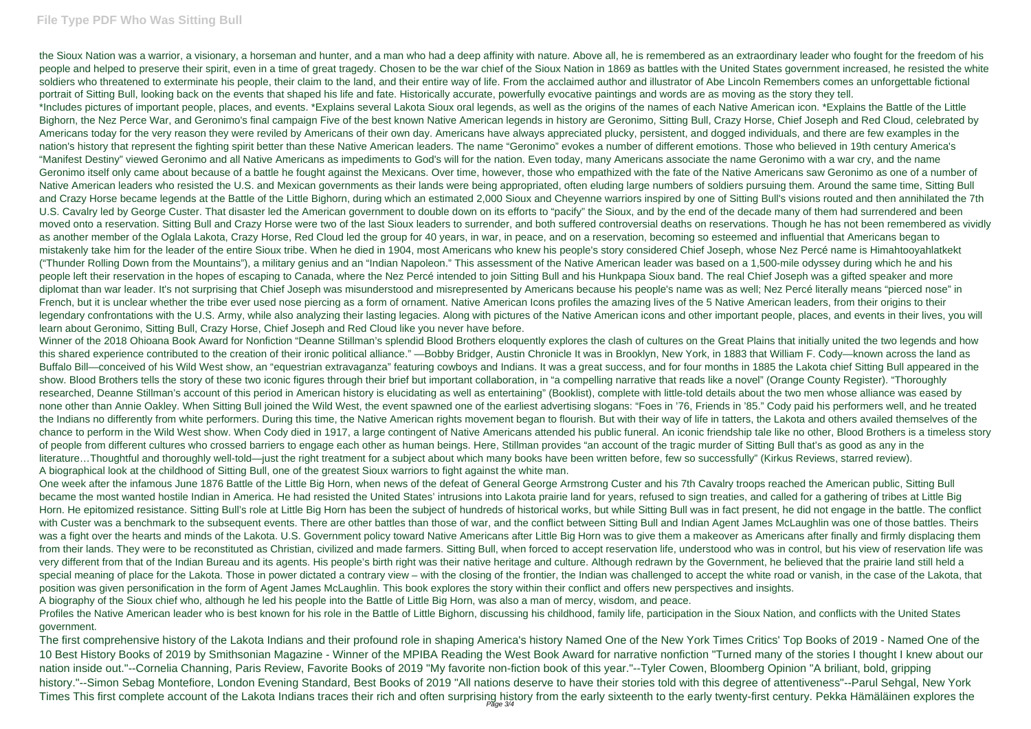the Sioux Nation was a warrior, a visionary, a horseman and hunter, and a man who had a deep affinity with nature. Above all, he is remembered as an extraordinary leader who fought for the freedom of his people and helped to preserve their spirit, even in a time of great tragedy. Chosen to be the war chief of the Sioux Nation in 1869 as battles with the United States government increased, he resisted the white soldiers who threatened to exterminate his people, their claim to the land, and their entire way of life. From the acclaimed author and illustrator of Abe Lincoln Remembers comes an unforgettable fictional portrait of Sitting Bull, looking back on the events that shaped his life and fate. Historically accurate, powerfully evocative paintings and words are as moving as the story they tell.

*Includes pictures of important people, places, and events. *Explains several Lakota Sioux oral legends, as well as the origins of the names of each Native American icon. *Explains the Battle of the Little Bighorn, the Nez Perce War, and Geronimo's final campaign Five of the best known Native American legends in history are Geronimo, Sitting Bull, Crazy Horse, Chief Joseph and Red Cloud, celebrated by Americans today for the very reason they were reviled by Americans of their own day. Americans have always appreciated plucky, persistent, and dogged individuals, and there are few examples in the nation's history that represent the fighting spirit better than these Native American leaders. The name "Geronimo" evokes a number of different emotions. Those who believed in 19th century America's "Manifest Destiny" viewed Geronimo and all Native Americans as impediments to God's will for the nation. Even today, many Americans associate the name Geronimo with a war cry, and the name Geronimo itself only came about because of a battle he fought against the Mexicans. Over time, however, those who empathized with the fate of the Native Americans saw Geronimo as one of a number of Native American leaders who resisted the U.S. and Mexican governments as their lands were being appropriated, often eluding large numbers of soldiers pursuing them. Around the same time, Sitting Bull and Crazy Horse became legends at the Battle of the Little Bighorn, during which an estimated 2,000 Sioux and Cheyenne warriors inspired by one of Sitting Bull's visions routed and then annihilated the 7th U.S. Cavalry led by George Custer. That disaster led the American government to double down on its efforts to "pacify" the Sioux, and by the end of the decade many of them had surrendered and been moved onto a reservation. Sitting Bull and Crazy Horse were two of the last Sioux leaders to surrender, and both suffered controversial deaths on reservations. Though he has not been remembered as vividly as another member of the Oglala Lakota, Crazy Horse, Red Cloud led the group for 40 years, in war, in peace, and on a reservation, becoming so esteemed and influential that Americans began to mistakenly take him for the leader of the entire Sioux tribe. When he died in 1904, most Americans who knew his people's story considered Chief Joseph, whose Nez Percé name is Himahtooyahlatkekt ("Thunder Rolling Down from the Mountains"), a military genius and an "Indian Napoleon." This assessment of the Native American leader was based on a 1,500-mile odyssey during which he and his people left their reservation in the hopes of escaping to Canada, where the Nez Percé intended to join Sitting Bull and his Hunkpapa Sioux band. The real Chief Joseph was a gifted speaker and more diplomat than war leader. It's not surprising that Chief Joseph was misunderstood and misrepresented by Americans because his people's name was as well; Nez Percé literally means "pierced nose" in French, but it is unclear whether the tribe ever used nose piercing as a form of ornament. Native American Icons profiles the amazing lives of the 5 Native American leaders, from their origins to their legendary confrontations with the U.S. Army, while also analyzing their lasting legacies. Along with pictures of the Native American icons and other important people, places, and events in their lives, you will learn about Geronimo, Sitting Bull, Crazy Horse, Chief Joseph and Red Cloud like you never have before.

Winner of the 2018 Ohioana Book Award for Nonfiction "Deanne Stillman's splendid Blood Brothers eloquently explores the clash of cultures on the Great Plains that initially united the two legends and how this shared experience contributed to the creation of their ironic political alliance." —Bobby Bridger, Austin Chronicle It was in Brooklyn, New York, in 1883 that William F. Cody—known across the land as Buffalo Bill—conceived of his Wild West show, an "equestrian extravaganza" featuring cowboys and Indians. It was a great success, and for four months in 1885 the Lakota chief Sitting Bull appeared in the show. Blood Brothers tells the story of these two iconic figures through their brief but important collaboration, in "a compelling narrative that reads like a novel" (Orange County Register). "Thoroughly researched, Deanne Stillman's account of this period in American history is elucidating as well as entertaining" (Booklist), complete with little-told details about the two men whose alliance was eased by none other than Annie Oakley. When Sitting Bull joined the Wild West, the event spawned one of the earliest advertising slogans: "Foes in '76, Friends in '85." Cody paid his performers well, and he treated the Indians no differently from white performers. During this time, the Native American rights movement began to flourish. But with their way of life in tatters, the Lakota and others availed themselves of the chance to perform in the Wild West show. When Cody died in 1917, a large contingent of Native Americans attended his public funeral. An iconic friendship tale like no other, Blood Brothers is a timeless story of people from different cultures who crossed barriers to engage each other as human beings. Here, Stillman provides "an account of the tragic murder of Sitting Bull that's as good as any in the literature…Thoughtful and thoroughly well-told—just the right treatment for a subject about which many books have been written before, few so successfully" (Kirkus Reviews, starred review).

A biographical look at the childhood of Sitting Bull, one of the greatest Sioux warriors to fight against the white man.

One week after the infamous June 1876 Battle of the Little Big Horn, when news of the defeat of General George Armstrong Custer and his 7th Cavalry troops reached the American public, Sitting Bull became the most wanted hostile Indian in America. He had resisted the United States' intrusions into Lakota prairie land for years, refused to sign treaties, and called for a gathering of tribes at Little Big Horn. He epitomized resistance. Sitting Bull's role at Little Big Horn has been the subject of hundreds of historical works, but while Sitting Bull was in fact present, he did not engage in the battle. The conflict with Custer was a benchmark to the subsequent events. There are other battles than those of war, and the conflict between Sitting Bull and Indian Agent James McLaughlin was one of those battles. Theirs was a fight over the hearts and minds of the Lakota. U.S. Government policy toward Native Americans after Little Big Horn was to give them a makeover as Americans after finally and firmly displacing them from their lands. They were to be reconstituted as Christian, civilized and made farmers. Sitting Bull, when forced to accept reservation life, understood who was in control, but his view of reservation life was very different from that of the Indian Bureau and its agents. His people's birth right was their native heritage and culture. Although redrawn by the Government, he believed that the prairie land still held a special meaning of place for the Lakota. Those in power dictated a contrary view – with the closing of the frontier, the Indian was challenged to accept the white road or vanish, in the case of the Lakota, that position was given personification in the form of Agent James McLaughlin. This book explores the story within their conflict and offers new perspectives and insights.

A biography of the Sioux chief who, although he led his people into the Battle of Little Big Horn, was also a man of mercy, wisdom, and peace.

Profiles the Native American leader who is best known for his role in the Battle of Little Bighorn, discussing his childhood, family life, participation in the Sioux Nation, and conflicts with the United States government.

The first comprehensive history of the Lakota Indians and their profound role in shaping America's history Named One of the New York Times Critics' Top Books of 2019 - Named One of the 10 Best History Books of 2019 by Smithsonian Magazine - Winner of the MPIBA Reading the West Book Award for narrative nonfiction "Turned many of the stories I thought I knew about our nation inside out."--Cornelia Channing, Paris Review, Favorite Books of 2019 "My favorite non-fiction book of this year."--Tyler Cowen, Bloomberg Opinion "A briliant, bold, gripping history."--Simon Sebag Montefiore, London Evening Standard, Best Books of 2019 "All nations deserve to have their stories told with this degree of attentiveness"--Parul Sehgal, New York Times This first complete account of the Lakota Indians traces their rich and often surprising history from the early sixteenth to the early twenty-first century. Pekka Hämäläinen explores the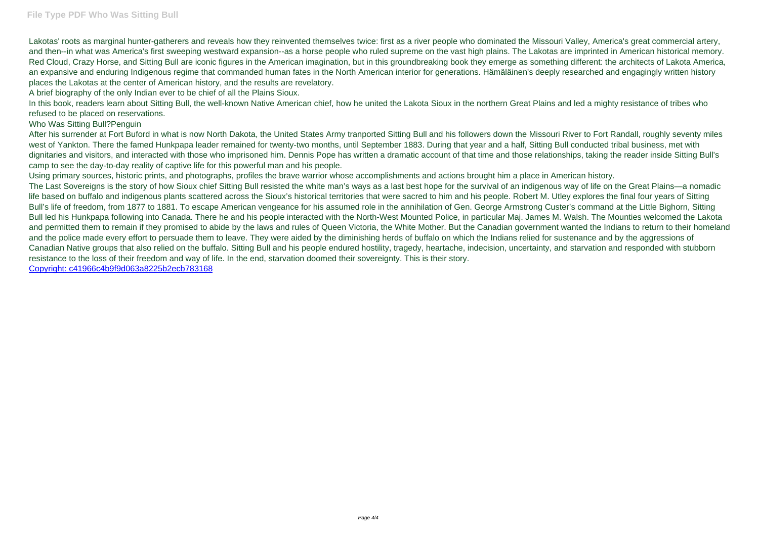Lakotas' roots as marginal hunter-gatherers and reveals how they reinvented themselves twice: first as a river people who dominated the Missouri Valley, America's great commercial artery, and then--in what was America's first sweeping westward expansion--as a horse people who ruled supreme on the vast high plains. The Lakotas are imprinted in American historical memory. Red Cloud, Crazy Horse, and Sitting Bull are iconic figures in the American imagination, but in this groundbreaking book they emerge as something different: the architects of Lakota America, an expansive and enduring Indigenous regime that commanded human fates in the North American interior for generations. Hämäläinen's deeply researched and engagingly written history places the Lakotas at the center of American history, and the results are revelatory.

A brief biography of the only Indian ever to be chief of all the Plains Sioux.

In this book, readers learn about Sitting Bull, the well-known Native American chief, how he united the Lakota Sioux in the northern Great Plains and led a mighty resistance of tribes who refused to be placed on reservations.

Who Was Sitting Bull?Penguin

After his surrender at Fort Buford in what is now North Dakota, the United States Army tranported Sitting Bull and his followers down the Missouri River to Fort Randall, roughly seventy miles west of Yankton. There the famed Hunkpapa leader remained for twenty-two months, until September 1883. During that year and a half, Sitting Bull conducted tribal business, met with dignitaries and visitors, and interacted with those who imprisoned him. Dennis Pope has written a dramatic account of that time and those relationships, taking the reader inside Sitting Bull's camp to see the day-to-day reality of captive life for this powerful man and his people.

Using primary sources, historic prints, and photographs, profiles the brave warrior whose accomplishments and actions brought him a place in American history.

The Last Sovereigns is the story of how Sioux chief Sitting Bull resisted the white man's ways as a last best hope for the survival of an indigenous way of life on the Great Plains—a nomadic life based on buffalo and indigenous plants scattered across the Sioux's historical territories that were sacred to him and his people. Robert M. Utley explores the final four years of Sitting Bull's life of freedom, from 1877 to 1881. To escape American vengeance for his assumed role in the annihilation of Gen. George Armstrong Custer's command at the Little Bighorn, Sitting Bull led his Hunkpapa following into Canada. There he and his people interacted with the North-West Mounted Police, in particular Maj. James M. Walsh. The Mounties welcomed the Lakota and permitted them to remain if they promised to abide by the laws and rules of Queen Victoria, the White Mother. But the Canadian government wanted the Indians to return to their homeland and the police made every effort to persuade them to leave. They were aided by the diminishing herds of buffalo on which the Indians relied for sustenance and by the aggressions of Canadian Native groups that also relied on the buffalo. Sitting Bull and his people endured hostility, tragedy, heartache, indecision, uncertainty, and starvation and responded with stubborn resistance to the loss of their freedom and way of life. In the end, starvation doomed their sovereignty. This is their story.

Copyright: c41966c4b9f9d063a8225b2ecb783168